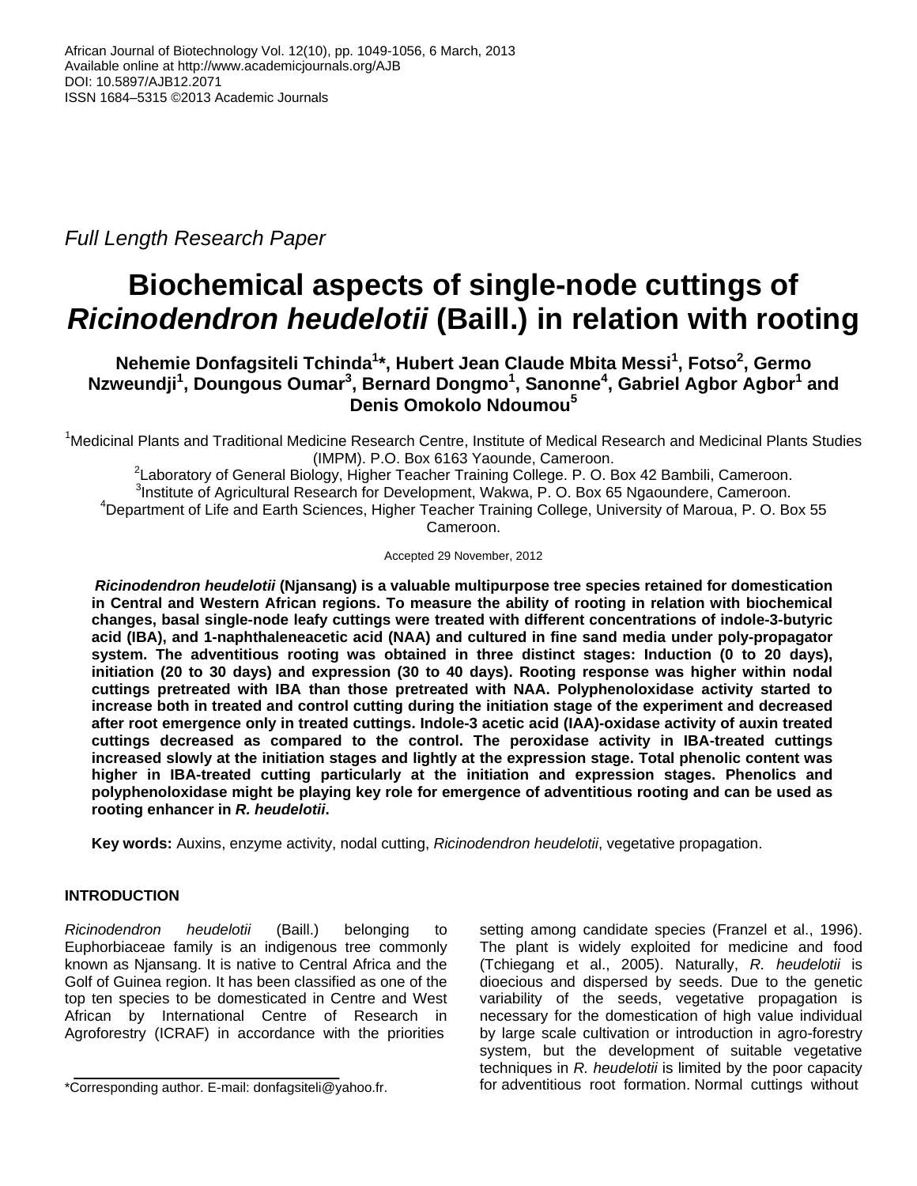African Journal of Biotechnology Vol. 12(10), pp. 1049-1056, 6 March, 2013
Available online at http://www.academicjournals.org/AJB
DOI: 10.5897/AJB12.2071
ISSN 1684–5315 ©2013 Academic Journals

*Full Length Research Paper*

# Biochemical aspects of single-node cuttings of *Ricinodendron heudelotii* (Baill.) in relation with rooting

**Nehemie Donfagsiteli Tchinda[1]\*, Hubert Jean Claude Mbita Messi[1], Fotso[2], Germo Nzweundji[1], Doungous Oumar[3], Bernard Dongmo[1], Sanonne[4], Gabriel Agbor Agbor[1] and Denis Omokolo Ndoumou[5]**

[1]Medicinal Plants and Traditional Medicine Research Centre, Institute of Medical Research and Medicinal Plants Studies (IMPM). P.O. Box 6163 Yaounde, Cameroon.
[2]Laboratory of General Biology, Higher Teacher Training College. P. O. Box 42 Bambili, Cameroon.
[3]Institute of Agricultural Research for Development, Wakwa, P. O. Box 65 Ngaoundere, Cameroon.
[4]Department of Life and Earth Sciences, Higher Teacher Training College, University of Maroua, P. O. Box 55 Cameroon.

Accepted 29 November, 2012

***Ricinodendron heudelotii*** **(Njansang) is a valuable multipurpose tree species retained for domestication in Central and Western African regions. To measure the ability of rooting in relation with biochemical changes, basal single-node leafy cuttings were treated with different concentrations of indole-3-butyric acid (IBA), and 1-naphthaleneacetic acid (NAA) and cultured in fine sand media under poly-propagator system. The adventitious rooting was obtained in three distinct stages: Induction (0 to 20 days), initiation (20 to 30 days) and expression (30 to 40 days). Rooting response was higher within nodal cuttings pretreated with IBA than those pretreated with NAA. Polyphenoloxidase activity started to increase both in treated and control cutting during the initiation stage of the experiment and decreased after root emergence only in treated cuttings. Indole-3 acetic acid (IAA)-oxidase activity of auxin treated cuttings decreased as compared to the control. The peroxidase activity in IBA-treated cuttings increased slowly at the initiation stages and lightly at the expression stage. Total phenolic content was higher in IBA-treated cutting particularly at the initiation and expression stages. Phenolics and polyphenoloxidase might be playing key role for emergence of adventitious rooting and can be used as rooting enhancer in *R. heudelotii*.**

**Key words:** Auxins, enzyme activity, nodal cutting, *Ricinodendron heudelotii*, vegetative propagation.

## INTRODUCTION

*Ricinodendron heudelotii* (Baill.) belonging to Euphorbiaceae family is an indigenous tree commonly known as Njansang. It is native to Central Africa and the Golf of Guinea region. It has been classified as one of the top ten species to be domesticated in Centre and West African by International Centre of Research in Agroforestry (ICRAF) in accordance with the priorities setting among candidate species (Franzel et al., 1996). The plant is widely exploited for medicine and food (Tchiegang et al., 2005). Naturally, *R. heudelotii* is dioecious and dispersed by seeds. Due to the genetic variability of the seeds, vegetative propagation is necessary for the domestication of high value individual by large scale cultivation or introduction in agro-forestry system, but the development of suitable vegetative techniques in *R. heudelotii* is limited by the poor capacity for adventitious root formation. Normal cuttings without

\*Corresponding author. E-mail: donfagsiteli@yahoo.fr.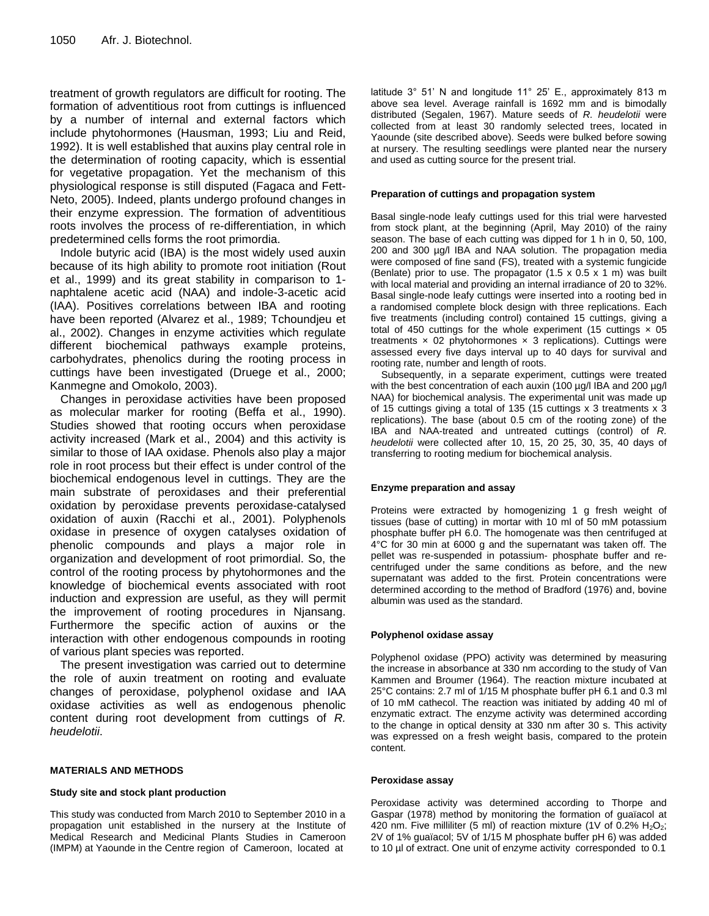treatment of growth regulators are difficult for rooting. The formation of adventitious root from cuttings is influenced by a number of internal and external factors which include phytohormones (Hausman, 1993; Liu and Reid, 1992). It is well established that auxins play central role in the determination of rooting capacity, which is essential for vegetative propagation. Yet the mechanism of this physiological response is still disputed (Fagaca and Fett-Neto, 2005). Indeed, plants undergo profound changes in their enzyme expression. The formation of adventitious roots involves the process of re-differentiation, in which predetermined cells forms the root primordia.

Indole butyric acid (IBA) is the most widely used auxin because of its high ability to promote root initiation (Rout et al., 1999) and its great stability in comparison to 1-naphtalene acetic acid (NAA) and indole-3-acetic acid (IAA). Positives correlations between IBA and rooting have been reported (Alvarez et al., 1989; Tchoundjeu et al., 2002). Changes in enzyme activities which regulate different biochemical pathways example proteins, carbohydrates, phenolics during the rooting process in cuttings have been investigated (Druege et al., 2000; Kanmegne and Omokolo, 2003).

Changes in peroxidase activities have been proposed as molecular marker for rooting (Beffa et al., 1990). Studies showed that rooting occurs when peroxidase activity increased (Mark et al., 2004) and this activity is similar to those of IAA oxidase. Phenols also play a major role in root process but their effect is under control of the biochemical endogenous level in cuttings. They are the main substrate of peroxidases and their preferential oxidation by peroxidase prevents peroxidase-catalysed oxidation of auxin (Racchi et al., 2001). Polyphenols oxidase in presence of oxygen catalyses oxidation of phenolic compounds and plays a major role in organization and development of root primordial. So, the control of the rooting process by phytohormones and the knowledge of biochemical events associated with root induction and expression are useful, as they will permit the improvement of rooting procedures in Njansang. Furthermore the specific action of auxins or the interaction with other endogenous compounds in rooting of various plant species was reported.

The present investigation was carried out to determine the role of auxin treatment on rooting and evaluate changes of peroxidase, polyphenol oxidase and IAA oxidase activities as well as endogenous phenolic content during root development from cuttings of *R. heudelotii*.

## MATERIALS AND METHODS

### Study site and stock plant production

This study was conducted from March 2010 to September 2010 in a propagation unit established in the nursery at the Institute of Medical Research and Medicinal Plants Studies in Cameroon (IMPM) at Yaounde in the Centre region of Cameroon, located at latitude 3° 51' N and longitude 11° 25' E., approximately 813 m above sea level. Average rainfall is 1692 mm and is bimodally distributed (Segalen, 1967). Mature seeds of *R. heudelotii* were collected from at least 30 randomly selected trees, located in Yaounde (site described above). Seeds were bulked before sowing at nursery. The resulting seedlings were planted near the nursery and used as cutting source for the present trial.

### Preparation of cuttings and propagation system

Basal single-node leafy cuttings used for this trial were harvested from stock plant, at the beginning (April, May 2010) of the rainy season. The base of each cutting was dipped for 1 h in 0, 50, 100, 200 and 300 µg/l IBA and NAA solution. The propagation media were composed of fine sand (FS), treated with a systemic fungicide (Benlate) prior to use. The propagator (1.5 x 0.5 x 1 m) was built with local material and providing an internal irradiance of 20 to 32%. Basal single-node leafy cuttings were inserted into a rooting bed in a randomised complete block design with three replications. Each five treatments (including control) contained 15 cuttings, giving a total of 450 cuttings for the whole experiment (15 cuttings × 05 treatments × 02 phytohormones × 3 replications). Cuttings were assessed every five days interval up to 40 days for survival and rooting rate, number and length of roots.

Subsequently, in a separate experiment, cuttings were treated with the best concentration of each auxin (100 µg/l IBA and 200 µg/l NAA) for biochemical analysis. The experimental unit was made up of 15 cuttings giving a total of 135 (15 cuttings x 3 treatments x 3 replications). The base (about 0.5 cm of the rooting zone) of the IBA and NAA-treated and untreated cuttings (control) of *R. heudelotii* were collected after 10, 15, 20 25, 30, 35, 40 days of transferring to rooting medium for biochemical analysis.

### Enzyme preparation and assay

Proteins were extracted by homogenizing 1 g fresh weight of tissues (base of cutting) in mortar with 10 ml of 50 mM potassium phosphate buffer pH 6.0. The homogenate was then centrifuged at 4°C for 30 min at 6000 g and the supernatant was taken off. The pellet was re-suspended in potassium- phosphate buffer and re-centrifuged under the same conditions as before, and the new supernatant was added to the first. Protein concentrations were determined according to the method of Bradford (1976) and, bovine albumin was used as the standard.

### Polyphenol oxidase assay

Polyphenol oxidase (PPO) activity was determined by measuring the increase in absorbance at 330 nm according to the study of Van Kammen and Broumer (1964). The reaction mixture incubated at 25°C contains: 2.7 ml of 1/15 M phosphate buffer pH 6.1 and 0.3 ml of 10 mM cathecol. The reaction was initiated by adding 40 ml of enzymatic extract. The enzyme activity was determined according to the change in optical density at 330 nm after 30 s. This activity was expressed on a fresh weight basis, compared to the protein content.

### Peroxidase assay

Peroxidase activity was determined according to Thorpe and Gaspar (1978) method by monitoring the formation of guaïacol at 420 nm. Five milliliter (5 ml) of reaction mixture (1V of 0.2% $H_2O_2$; 2V of 1% guaïacol; 5V of 1/15 M phosphate buffer pH 6) was added to 10 µl of extract. One unit of enzyme activity corresponded to 0.1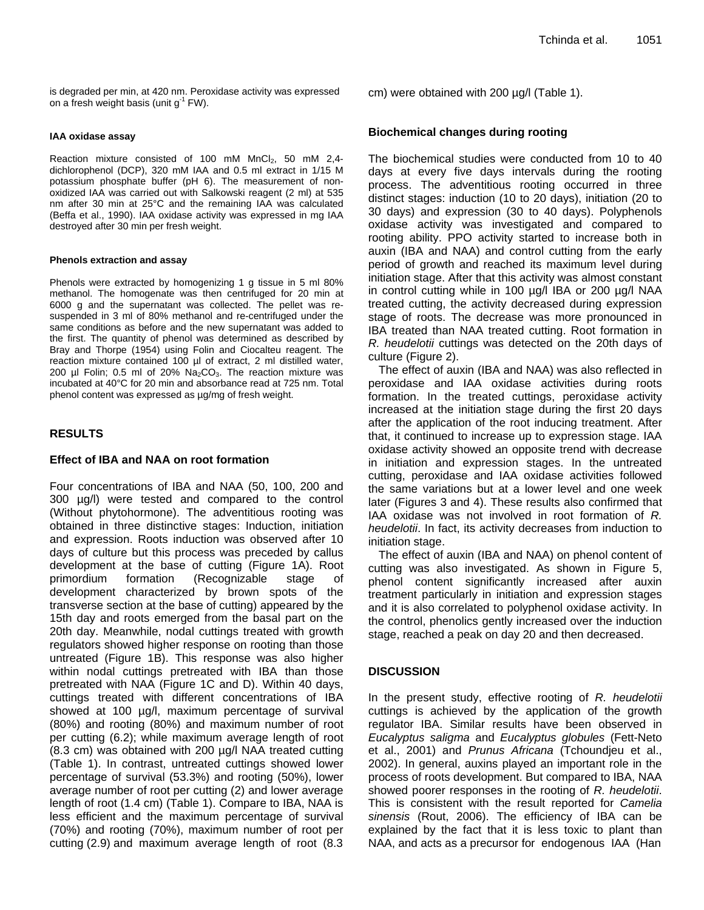is degraded per min, at 420 nm. Peroxidase activity was expressed on a fresh weight basis (unit $g^{-1}$ FW).

#### IAA oxidase assay

Reaction mixture consisted of 100 mM $MnCl_2$, 50 mM 2,4-dichlorophenol (DCP), 320 mM IAA and 0.5 ml extract in 1/15 M potassium phosphate buffer (pH 6). The measurement of non-oxidized IAA was carried out with Salkowski reagent (2 ml) at 535 nm after 30 min at 25°C and the remaining IAA was calculated (Beffa et al., 1990). IAA oxidase activity was expressed in mg IAA destroyed after 30 min per fresh weight.

#### Phenols extraction and assay

Phenols were extracted by homogenizing 1 g tissue in 5 ml 80% methanol. The homogenate was then centrifuged for 20 min at 6000 g and the supernatant was collected. The pellet was re-suspended in 3 ml of 80% methanol and re-centrifuged under the same conditions as before and the new supernatant was added to the first. The quantity of phenol was determined as described by Bray and Thorpe (1954) using Folin and Ciocalteu reagent. The reaction mixture contained 100 µl of extract, 2 ml distilled water, 200 µl Folin; 0.5 ml of 20% $Na_2CO_3$. The reaction mixture was incubated at 40°C for 20 min and absorbance read at 725 nm. Total phenol content was expressed as µg/mg of fresh weight.

## RESULTS

### Effect of IBA and NAA on root formation

Four concentrations of IBA and NAA (50, 100, 200 and 300 µg/l) were tested and compared to the control (Without phytohormone). The adventitious rooting was obtained in three distinctive stages: Induction, initiation and expression. Roots induction was observed after 10 days of culture but this process was preceded by callus development at the base of cutting (Figure 1A). Root primordium formation (Recognizable stage of development characterized by brown spots of the transverse section at the base of cutting) appeared by the 15th day and roots emerged from the basal part on the 20th day. Meanwhile, nodal cuttings treated with growth regulators showed higher response on rooting than those untreated (Figure 1B). This response was also higher within nodal cuttings pretreated with IBA than those pretreated with NAA (Figure 1C and D). Within 40 days, cuttings treated with different concentrations of IBA showed at 100 µg/l, maximum percentage of survival (80%) and rooting (80%) and maximum number of root per cutting (6.2); while maximum average length of root (8.3 cm) was obtained with 200 µg/l NAA treated cutting (Table 1). In contrast, untreated cuttings showed lower percentage of survival (53.3%) and rooting (50%), lower average number of root per cutting (2) and lower average length of root (1.4 cm) (Table 1). Compare to IBA, NAA is less efficient and the maximum percentage of survival (70%) and rooting (70%), maximum number of root per cutting (2.9) and maximum average length of root (8.3 cm) were obtained with 200 µg/l (Table 1).

### Biochemical changes during rooting

The biochemical studies were conducted from 10 to 40 days at every five days intervals during the rooting process. The adventitious rooting occurred in three distinct stages: induction (10 to 20 days), initiation (20 to 30 days) and expression (30 to 40 days). Polyphenols oxidase activity was investigated and compared to rooting ability. PPO activity started to increase both in auxin (IBA and NAA) and control cutting from the early period of growth and reached its maximum level during initiation stage. After that this activity was almost constant in control cutting while in 100 µg/l IBA or 200 µg/l NAA treated cutting, the activity decreased during expression stage of roots. The decrease was more pronounced in IBA treated than NAA treated cutting. Root formation in *R. heudelotii* cuttings was detected on the 20th days of culture (Figure 2).

The effect of auxin (IBA and NAA) was also reflected in peroxidase and IAA oxidase activities during roots formation. In the treated cuttings, peroxidase activity increased at the initiation stage during the first 20 days after the application of the root inducing treatment. After that, it continued to increase up to expression stage. IAA oxidase activity showed an opposite trend with decrease in initiation and expression stages. In the untreated cutting, peroxidase and IAA oxidase activities followed the same variations but at a lower level and one week later (Figures 3 and 4). These results also confirmed that IAA oxidase was not involved in root formation of *R. heudelotii*. In fact, its activity decreases from induction to initiation stage.

The effect of auxin (IBA and NAA) on phenol content of cutting was also investigated. As shown in Figure 5, phenol content significantly increased after auxin treatment particularly in initiation and expression stages and it is also correlated to polyphenol oxidase activity. In the control, phenolics gently increased over the induction stage, reached a peak on day 20 and then decreased.

## DISCUSSION

In the present study, effective rooting of *R. heudelotii* cuttings is achieved by the application of the growth regulator IBA. Similar results have been observed in *Eucalyptus saligma* and *Eucalyptus globules* (Fett-Neto et al., 2001) and *Prunus Africana* (Tchoundjeu et al., 2002). In general, auxins played an important role in the process of roots development. But compared to IBA, NAA showed poorer responses in the rooting of *R. heudelotii*. This is consistent with the result reported for *Camelia sinensis* (Rout, 2006). The efficiency of IBA can be explained by the fact that it is less toxic to plant than NAA, and acts as a precursor for endogenous IAA (Han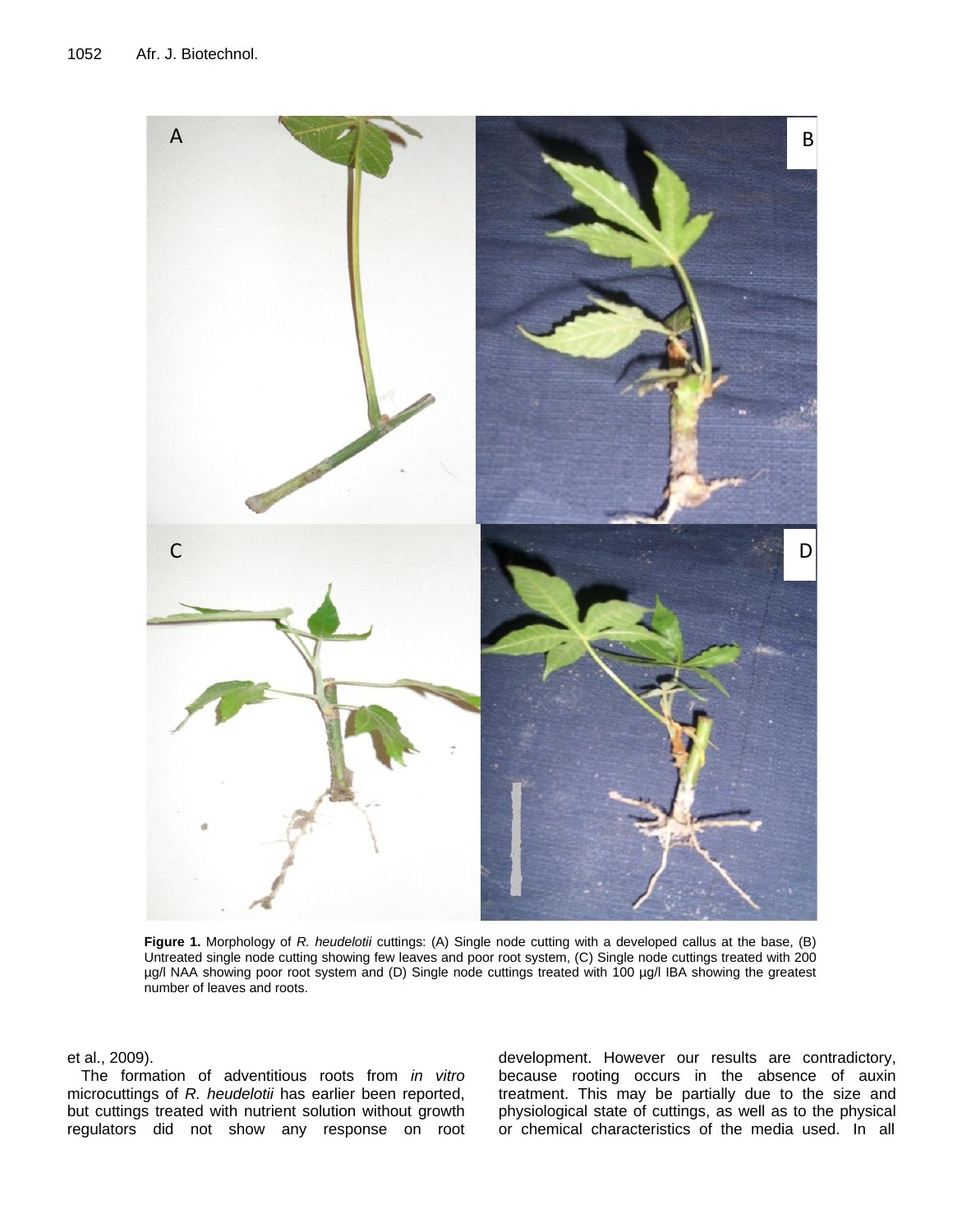**Figure 1.** Morphology of *R. heudelotii* cuttings: (A) Single node cutting with a developed callus at the base, (B) Untreated single node cutting showing few leaves and poor root system, (C) Single node cuttings treated with 200 µg/l NAA showing poor root system and (D) Single node cuttings treated with 100 µg/l IBA showing the greatest number of leaves and roots.

et al., 2009).

The formation of adventitious roots from *in vitro* microcuttings of *R. heudelotii* has earlier been reported, but cuttings treated with nutrient solution without growth regulators did not show any response on root development. However our results are contradictory, because rooting occurs in the absence of auxin treatment. This may be partially due to the size and physiological state of cuttings, as well as to the physical or chemical characteristics of the media used. In all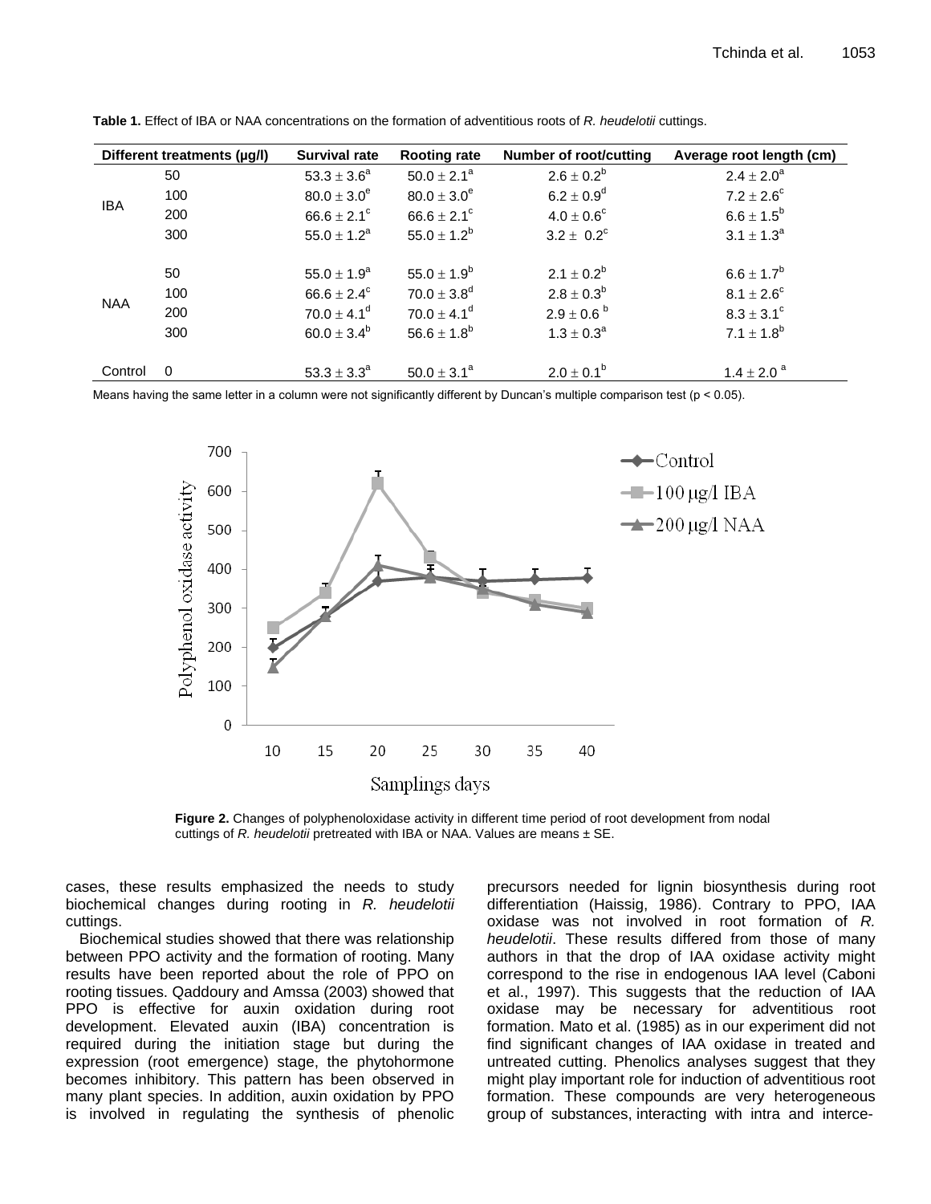**Table 1.** Effect of IBA or NAA concentrations on the formation of adventitious roots of *R. heudelotii* cuttings.

| Different treatments (µg/l) | | Survival rate | Rooting rate | Number of root/cutting | Average root length (cm) |
|---|---|---|---|---|---|
| IBA | 50 | $53.3 \pm 3.6^a$ | $50.0 \pm 2.1^a$ | $2.6 \pm 0.2^b$ | $2.4 \pm 2.0^a$ |
| | 100 | $80.0 \pm 3.0^e$ | $80.0 \pm 3.0^e$ | $6.2 \pm 0.9^d$ | $7.2 \pm 2.6^c$ |
| | 200 | $66.6 \pm 2.1^c$ | $66.6 \pm 2.1^c$ | $4.0 \pm 0.6^c$ | $6.6 \pm 1.5^b$ |
| | 300 | $55.0 \pm 1.2^a$ | $55.0 \pm 1.2^b$ | $3.2 \pm 0.2^c$ | $3.1 \pm 1.3^a$ |
| NAA | 50 | $55.0 \pm 1.9^a$ | $55.0 \pm 1.9^b$ | $2.1 \pm 0.2^b$ | $6.6 \pm 1.7^b$ |
| | 100 | $66.6 \pm 2.4^c$ | $70.0 \pm 3.8^d$ | $2.8 \pm 0.3^b$ | $8.1 \pm 2.6^c$ |
| | 200 | $70.0 \pm 4.1^d$ | $70.0 \pm 4.1^d$ | $2.9 \pm 0.6^b$ | $8.3 \pm 3.1^c$ |
| | 300 | $60.0 \pm 3.4^b$ | $56.6 \pm 1.8^b$ | $1.3 \pm 0.3^a$ | $7.1 \pm 1.8^b$ |
| Control | 0 | $53.3 \pm 3.3^a$ | $50.0 \pm 3.1^a$ | $2.0 \pm 0.1^b$ | $1.4 \pm 2.0^a$ |

Means having the same letter in a column were not significantly different by Duncan's multiple comparison test ($p < 0.05$).

Polyphenol oxidase activity
700
600
500
400
300
200
100
0
10 15 20 25 30 35 40
Samplings days
Control
100 µg/l IBA
200 µg/l NAA

**Figure 2.** Changes of polyphenoloxidase activity in different time period of root development from nodal cuttings of *R. heudelotii* pretreated with IBA or NAA. Values are means ± SE.

cases, these results emphasized the needs to study biochemical changes during rooting in *R. heudelotii* cuttings.

Biochemical studies showed that there was relationship between PPO activity and the formation of rooting. Many results have been reported about the role of PPO on rooting tissues. Qaddoury and Amssa (2003) showed that PPO is effective for auxin oxidation during root development. Elevated auxin (IBA) concentration is required during the initiation stage but during the expression (root emergence) stage, the phytohormone becomes inhibitory. This pattern has been observed in many plant species. In addition, auxin oxidation by PPO is involved in regulating the synthesis of phenolic precursors needed for lignin biosynthesis during root differentiation (Haissig, 1986). Contrary to PPO, IAA oxidase was not involved in root formation of *R. heudelotii*. These results differed from those of many authors in that the drop of IAA oxidase activity might correspond to the rise in endogenous IAA level (Caboni et al., 1997). This suggests that the reduction of IAA oxidase may be necessary for adventitious root formation. Mato et al. (1985) as in our experiment did not find significant changes of IAA oxidase in treated and untreated cutting. Phenolics analyses suggest that they might play important role for induction of adventitious root formation. These compounds are very heterogeneous group of substances, interacting with intra and interce-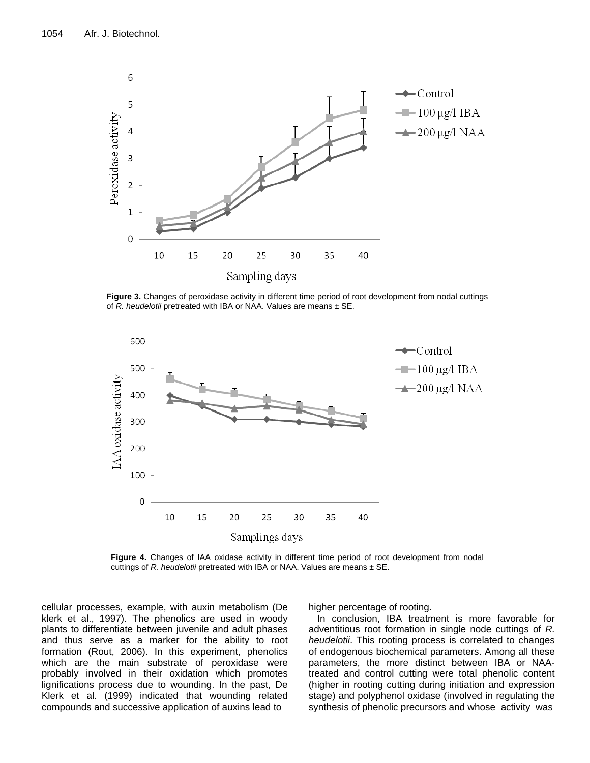**Figure 3.** Changes of peroxidase activity in different time period of root development from nodal cuttings of *R. heudelotii* pretreated with IBA or NAA. Values are means ± SE.

**Figure 4.** Changes of IAA oxidase activity in different time period of root development from nodal cuttings of *R. heudelotii* pretreated with IBA or NAA. Values are means ± SE.

cellular processes, example, with auxin metabolism (De klerk et al., 1997). The phenolics are used in woody plants to differentiate between juvenile and adult phases and thus serve as a marker for the ability to root formation (Rout, 2006). In this experiment, phenolics which are the main substrate of peroxidase were probably involved in their oxidation which promotes lignifications process due to wounding. In the past, De Klerk et al. (1999) indicated that wounding related compounds and successive application of auxins lead to higher percentage of rooting.

In conclusion, IBA treatment is more favorable for adventitious root formation in single node cuttings of *R. heudelotii*. This rooting process is correlated to changes of endogenous biochemical parameters. Among all these parameters, the more distinct between IBA or NAA-treated and control cutting were total phenolic content (higher in rooting cutting during initiation and expression stage) and polyphenol oxidase (involved in regulating the synthesis of phenolic precursors and whose activity was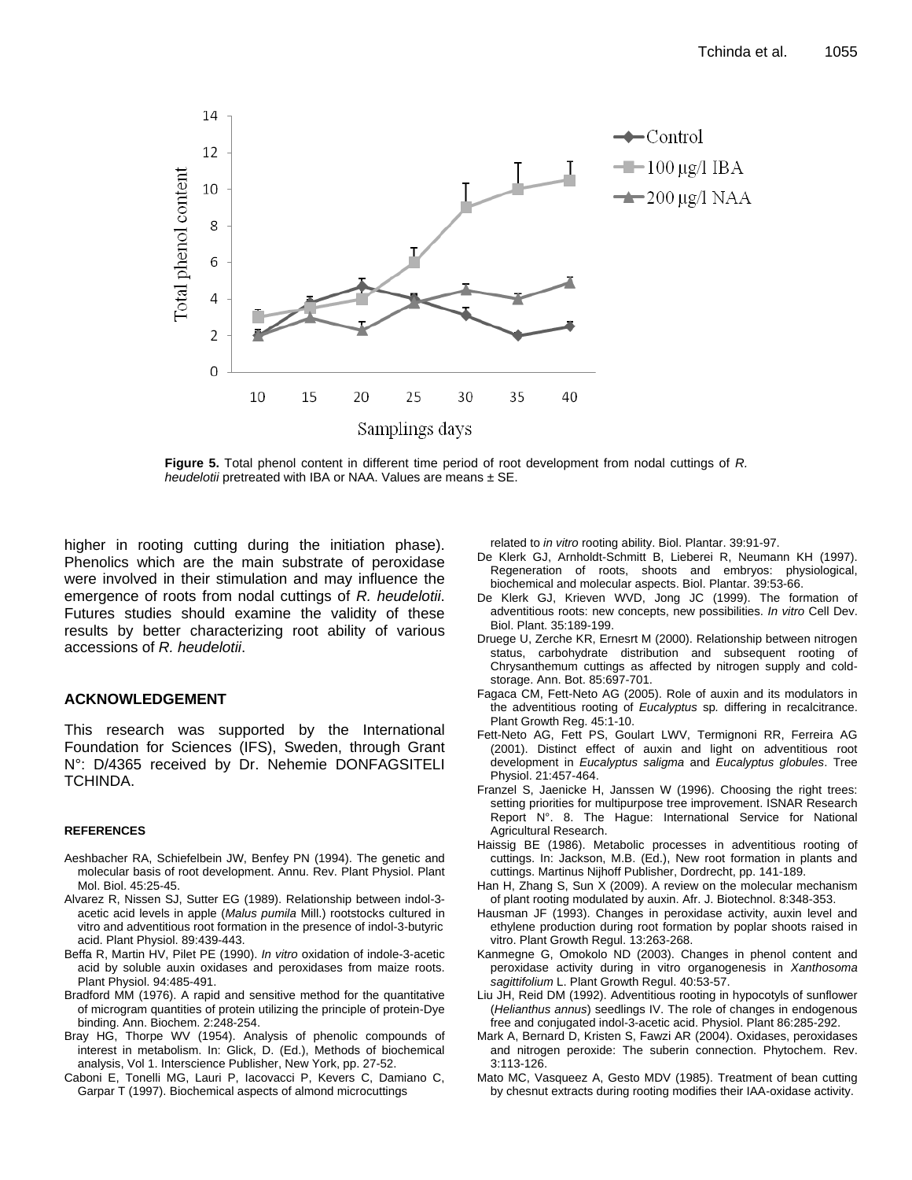Figure 5. Total phenol content in different time period of root development from nodal cuttings of *R. heudelotii* pretreated with IBA or NAA. Values are means ± SE.

higher in rooting cutting during the initiation phase). Phenolics which are the main substrate of peroxidase were involved in their stimulation and may influence the emergence of roots from nodal cuttings of *R. heudelotii*. Futures studies should examine the validity of these results by better characterizing root ability of various accessions of *R. heudelotii*.

## ACKNOWLEDGEMENT

This research was supported by the International Foundation for Sciences (IFS), Sweden, through Grant N°: D/4365 received by Dr. Nehemie DONFAGSITELI TCHINDA.

## REFERENCES

Aeshbacher RA, Schiefelbein JW, Benfey PN (1994). The genetic and molecular basis of root development. Annu. Rev. Plant Physiol. Plant Mol. Biol. 45:25-45.

Alvarez R, Nissen SJ, Sutter EG (1989). Relationship between indol-3-acetic acid levels in apple (*Malus pumila* Mill.) rootstocks cultured in vitro and adventitious root formation in the presence of indol-3-butyric acid. Plant Physiol. 89:439-443.

Beffa R, Martin HV, Pilet PE (1990). *In vitro* oxidation of indole-3-acetic acid by soluble auxin oxidases and peroxidases from maize roots. Plant Physiol. 94:485-491.

Bradford MM (1976). A rapid and sensitive method for the quantitative of microgram quantities of protein utilizing the principle of protein-Dye binding. Ann. Biochem. 2:248-254.

Bray HG, Thorpe WV (1954). Analysis of phenolic compounds of interest in metabolism. In: Glick, D. (Ed.), Methods of biochemical analysis, Vol 1. Interscience Publisher, New York, pp. 27-52.

Caboni E, Tonelli MG, Lauri P, Iacovacci P, Kevers C, Damiano C, Garpar T (1997). Biochemical aspects of almond microcuttings related to *in vitro* rooting ability. Biol. Plantar. 39:91-97.

De Klerk GJ, Arnholdt-Schmitt B, Lieberei R, Neumann KH (1997). Regeneration of roots, shoots and embryos: physiological, biochemical and molecular aspects. Biol. Plantar. 39:53-66.

De Klerk GJ, Krieven WVD, Jong JC (1999). The formation of adventitious roots: new concepts, new possibilities. *In vitro* Cell Dev. Biol. Plant. 35:189-199.

Druege U, Zerche KR, Ernesrt M (2000). Relationship between nitrogen status, carbohydrate distribution and subsequent rooting of Chrysanthemum cuttings as affected by nitrogen supply and cold-storage. Ann. Bot. 85:697-701.

Fagaca CM, Fett-Neto AG (2005). Role of auxin and its modulators in the adventitious rooting of *Eucalyptus* sp*.* differing in recalcitrance. Plant Growth Reg. 45:1-10.

Fett-Neto AG, Fett PS, Goulart LWV, Termignoni RR, Ferreira AG (2001). Distinct effect of auxin and light on adventitious root development in *Eucalyptus saligma* and *Eucalyptus globules*. Tree Physiol. 21:457-464.

Franzel S, Jaenicke H, Janssen W (1996). Choosing the right trees: setting priorities for multipurpose tree improvement. ISNAR Research Report N°. 8. The Hague: International Service for National Agricultural Research.

Haissig BE (1986). Metabolic processes in adventitious rooting of cuttings. In: Jackson, M.B. (Ed.), New root formation in plants and cuttings. Martinus Nijhoff Publisher, Dordrecht, pp. 141-189.

Han H, Zhang S, Sun X (2009). A review on the molecular mechanism of plant rooting modulated by auxin. Afr. J. Biotechnol. 8:348-353.

Hausman JF (1993). Changes in peroxidase activity, auxin level and ethylene production during root formation by poplar shoots raised in vitro. Plant Growth Regul. 13:263-268.

Kanmegne G, Omokolo ND (2003). Changes in phenol content and peroxidase activity during in vitro organogenesis in *Xanthosoma sagittifolium* L. Plant Growth Regul. 40:53-57.

Liu JH, Reid DM (1992). Adventitious rooting in hypocotyls of sunflower (*Helianthus annus*) seedlings IV. The role of changes in endogenous free and conjugated indol-3-acetic acid. Physiol. Plant 86:285-292.

Mark A, Bernard D, Kristen S, Fawzi AR (2004). Oxidases, peroxidases and nitrogen peroxide: The suberin connection. Phytochem. Rev. 3:113-126.

Mato MC, Vasqueez A, Gesto MDV (1985). Treatment of bean cutting by chesnut extracts during rooting modifies their IAA-oxidase activity.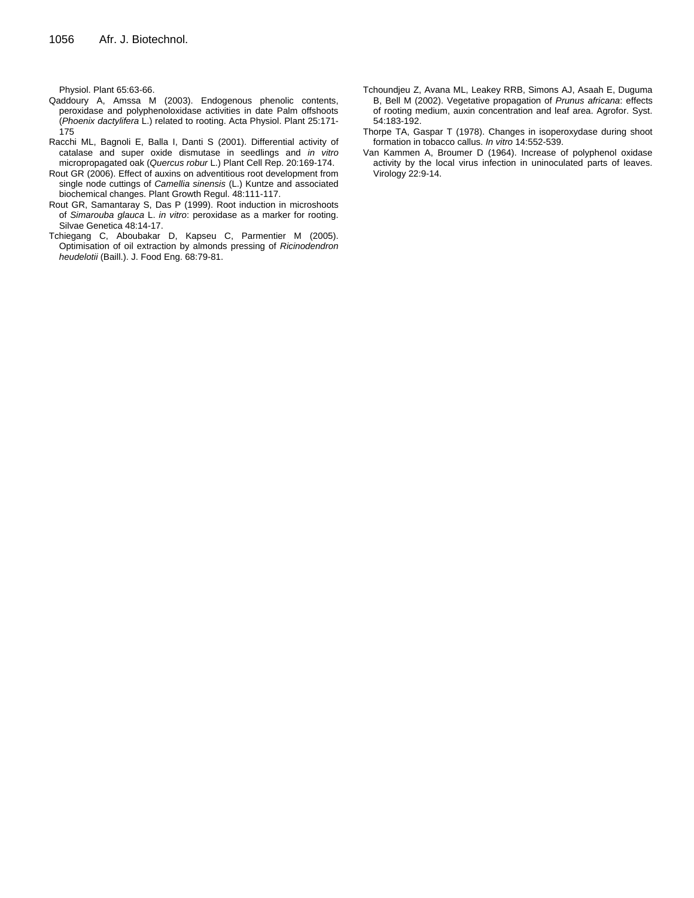Physiol. Plant 65:63-66.

Qaddoury A, Amssa M (2003). Endogenous phenolic contents, peroxidase and polyphenoloxidase activities in date Palm offshoots (*Phoenix dactylifera* L.) related to rooting. Acta Physiol. Plant 25:171-175

Racchi ML, Bagnoli E, Balla I, Danti S (2001). Differential activity of catalase and super oxide dismutase in seedlings and *in vitro* micropropagated oak (*Quercus robur* L.) Plant Cell Rep. 20:169-174.

Rout GR (2006). Effect of auxins on adventitious root development from single node cuttings of *Camellia sinensis* (L.) Kuntze and associated biochemical changes. Plant Growth Regul. 48:111-117.

Rout GR, Samantaray S, Das P (1999). Root induction in microshoots of *Simarouba glauca* L. *in vitro*: peroxidase as a marker for rooting. Silvae Genetica 48:14-17.

Tchiegang C, Aboubakar D, Kapseu C, Parmentier M (2005). Optimisation of oil extraction by almonds pressing of *Ricinodendron heudelotii* (Baill.). J. Food Eng. 68:79-81.

Tchoundjeu Z, Avana ML, Leakey RRB, Simons AJ, Asaah E, Duguma B, Bell M (2002). Vegetative propagation of *Prunus africana*: effects of rooting medium, auxin concentration and leaf area. Agrofor. Syst. 54:183-192.

Thorpe TA, Gaspar T (1978). Changes in isoperoxydase during shoot formation in tobacco callus. *In vitro* 14:552-539.

Van Kammen A, Broumer D (1964). Increase of polyphenol oxidase activity by the local virus infection in uninoculated parts of leaves. Virology 22:9-14.